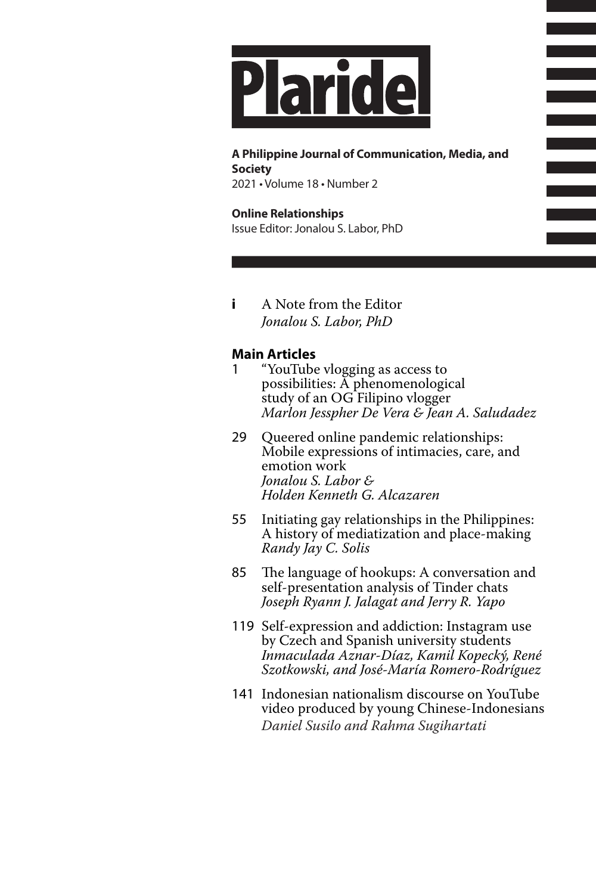# Plaridel

**A Philippine Journal of Communication, Media, and Society**
2021 • Volume 18 • Number 2

**Online Relationships**
Issue Editor: Jonalou S. Labor, PhD

**i** A Note from the Editor
*Jonalou S. Labor, PhD*

## Main Articles

1 "YouTube vlogging as access to possibilities: A phenomenological study of an OG Filipino vlogger
*Marlon Jesspher De Vera & Jean A. Saludadez*

29 Queered online pandemic relationships: Mobile expressions of intimacies, care, and emotion work
*Jonalou S. Labor & Holden Kenneth G. Alcazaren*

55 Initiating gay relationships in the Philippines: A history of mediatization and place-making
*Randy Jay C. Solis*

85 The language of hookups: A conversation and self-presentation analysis of Tinder chats
*Joseph Ryann J. Jalagat and Jerry R. Yapo*

119 Self-expression and addiction: Instagram use by Czech and Spanish university students
*Inmaculada Aznar-Díaz, Kamil Kopecký, René Szotkowski, and José-María Romero-Rodríguez*

141 Indonesian nationalism discourse on YouTube video produced by young Chinese-Indonesians
*Daniel Susilo and Rahma Sugihartati*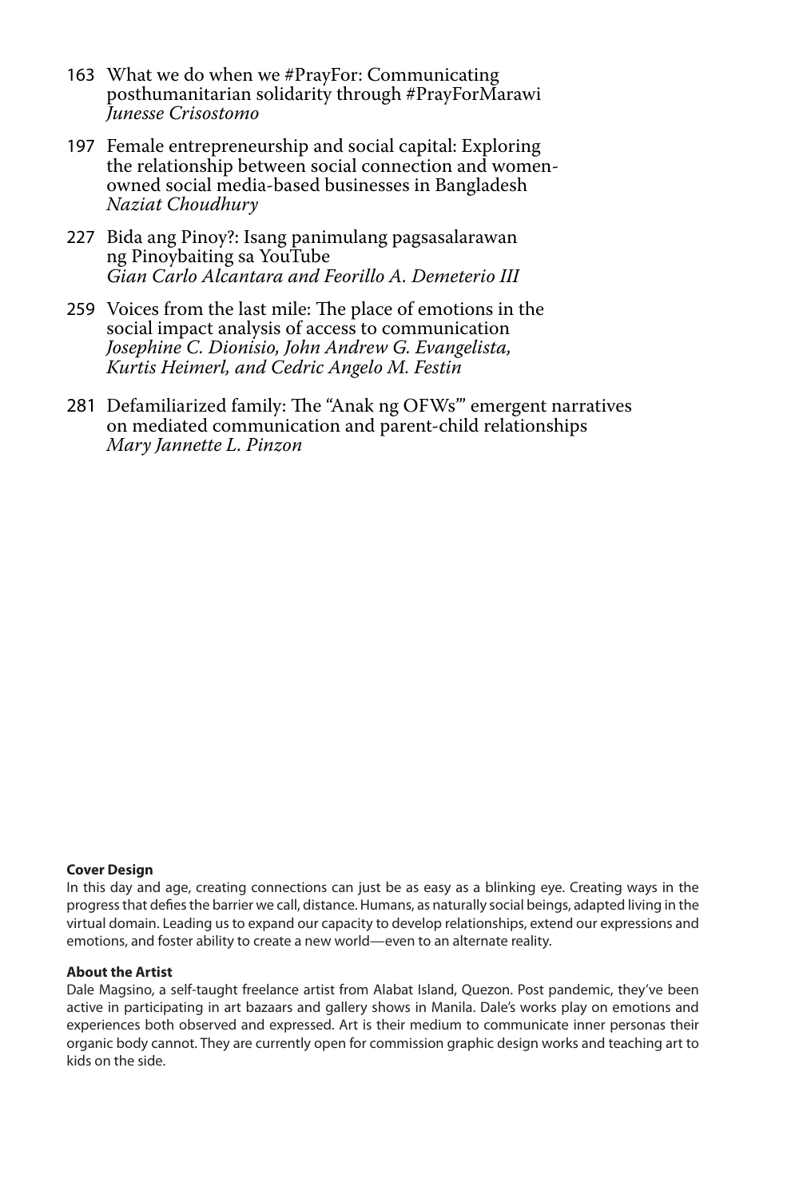163 What we do when we #PrayFor: Communicating posthumanitarian solidarity through #PrayForMarawi
*Junesse Crisostomo*

197 Female entrepreneurship and social capital: Exploring the relationship between social connection and women-owned social media-based businesses in Bangladesh
*Naziat Choudhury*

227 Bida ang Pinoy?: Isang panimulang pagsasalarawan ng Pinoybaiting sa YouTube
*Gian Carlo Alcantara and Feorillo A. Demeterio III*

259 Voices from the last mile: The place of emotions in the social impact analysis of access to communication
*Josephine C. Dionisio, John Andrew G. Evangelista, Kurtis Heimerl, and Cedric Angelo M. Festin*

281 Defamiliarized family: The "Anak ng OFWs'" emergent narratives on mediated communication and parent-child relationships
*Mary Jannette L. Pinzon*

**Cover Design**

In this day and age, creating connections can just be as easy as a blinking eye. Creating ways in the progress that defies the barrier we call, distance. Humans, as naturally social beings, adapted living in the virtual domain. Leading us to expand our capacity to develop relationships, extend our expressions and emotions, and foster ability to create a new world—even to an alternate reality.

**About the Artist**

Dale Magsino, a self-taught freelance artist from Alabat Island, Quezon. Post pandemic, they've been active in participating in art bazaars and gallery shows in Manila. Dale's works play on emotions and experiences both observed and expressed. Art is their medium to communicate inner personas their organic body cannot. They are currently open for commission graphic design works and teaching art to kids on the side.